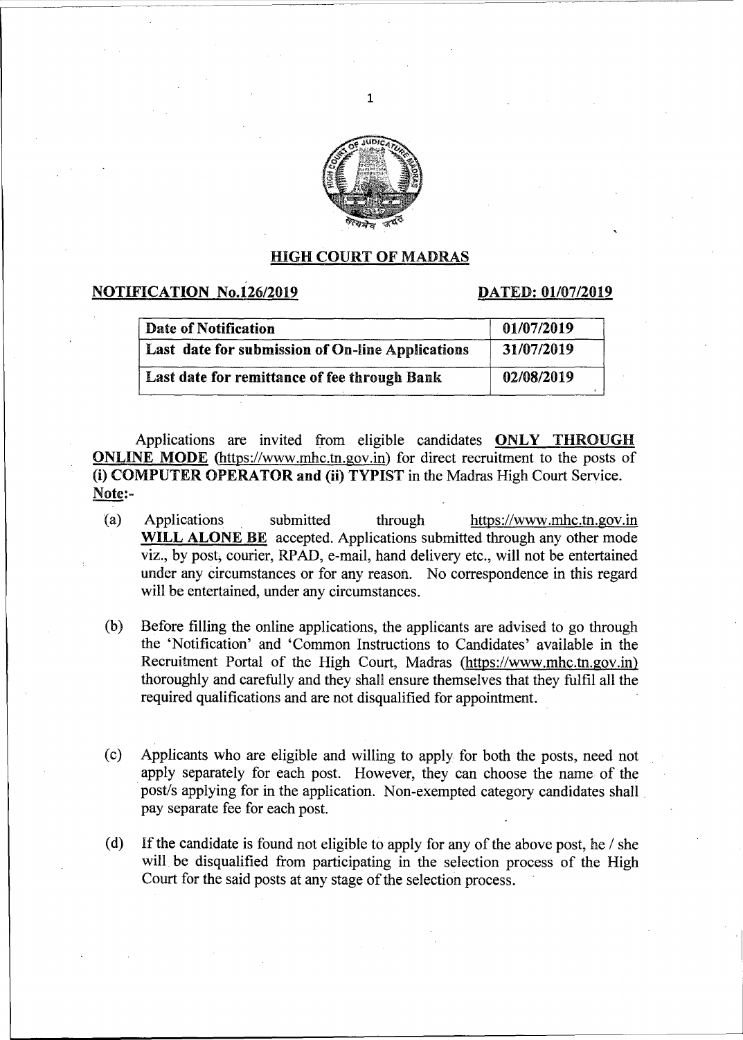## HIGH COURT OF MADRAS

**NOTIFICATION No.126/2019** **DATED: 01/07/2019**

| Date of Notification | 01/07/2019 |
|---|---|
| Last date for submission of On-line Applications | 31/07/2019 |
| Last date for remittance of fee through Bank | 02/08/2019 |

Applications are invited from eligible candidates **ONLY THROUGH ONLINE MODE** (https://www.mhc.tn.gov.in) for direct recruitment to the posts of **(i) COMPUTER OPERATOR and (ii) TYPIST** in the Madras High Court Service.

**Note:-**

(a) Applications submitted through https://www.mhc.tn.gov.in **WILL ALONE BE** accepted. Applications submitted through any other mode viz., by post, courier, RPAD, e-mail, hand delivery etc., will not be entertained under any circumstances or for any reason. No correspondence in this regard will be entertained, under any circumstances.

(b) Before filling the online applications, the applicants are advised to go through the 'Notification' and 'Common Instructions to Candidates' available in the Recruitment Portal of the High Court, Madras (https://www.mhc.tn.gov.in) thoroughly and carefully and they shall ensure themselves that they fulfil all the required qualifications and are not disqualified for appointment.

(c) Applicants who are eligible and willing to apply for both the posts, need not apply separately for each post. However, they can choose the name of the post/s applying for in the application. Non-exempted category candidates shall pay separate fee for each post.

(d) If the candidate is found not eligible to apply for any of the above post, he / she will be disqualified from participating in the selection process of the High Court for the said posts at any stage of the selection process.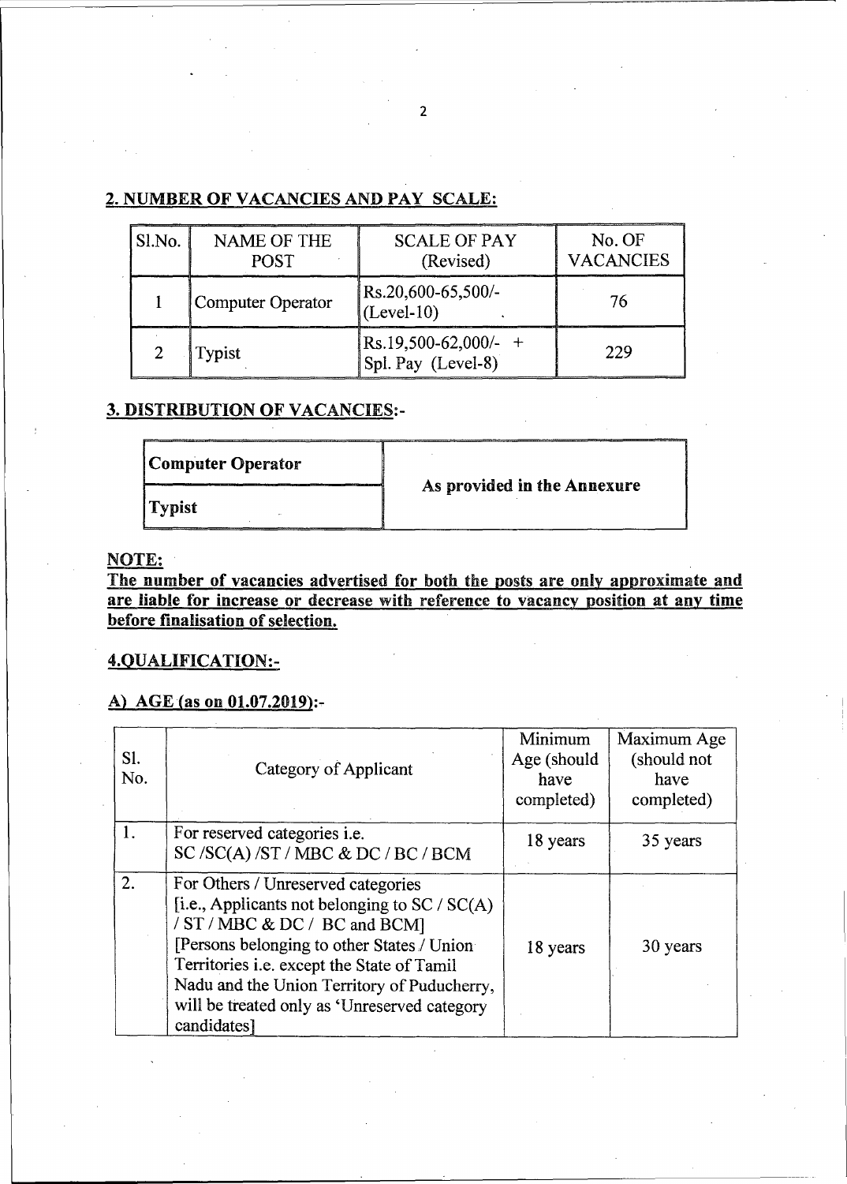## 2. NUMBER OF VACANCIES AND PAY SCALE:

| Sl.No. | NAME OF THE POST | SCALE OF PAY (Revised) | No. OF VACANCIES |
|---|---|---|---|
| 1 | Computer Operator | Rs.20,600-65,500/- (Level-10) | 76 |
| 2 | Typist | Rs.19,500-62,000/- + Spl. Pay (Level-8) | 229 |

## 3. DISTRIBUTION OF VACANCIES:-

| **Computer Operator** | **As provided in the Annexure** |
|---|---|
| **Typist** | |

**NOTE:**

**The number of vacancies advertised for both the posts are only approximate and are liable for increase or decrease with reference to vacancy position at any time before finalisation of selection.**

## 4.QUALIFICATION:-

### A) AGE (as on 01.07.2019):-

| Sl. No. | Category of Applicant | Minimum Age (should have completed) | Maximum Age (should not have completed) |
|---|---|---|---|
| 1. | For reserved categories i.e. SC /SC(A) /ST / MBC & DC / BC / BCM | 18 years | 35 years |
| 2. | For Others / Unreserved categories [i.e., Applicants not belonging to SC / SC(A) / ST / MBC & DC / BC and BCM] [Persons belonging to other States / Union Territories i.e. except the State of Tamil Nadu and the Union Territory of Puducherry, will be treated only as 'Unreserved category candidates] | 18 years | 30 years |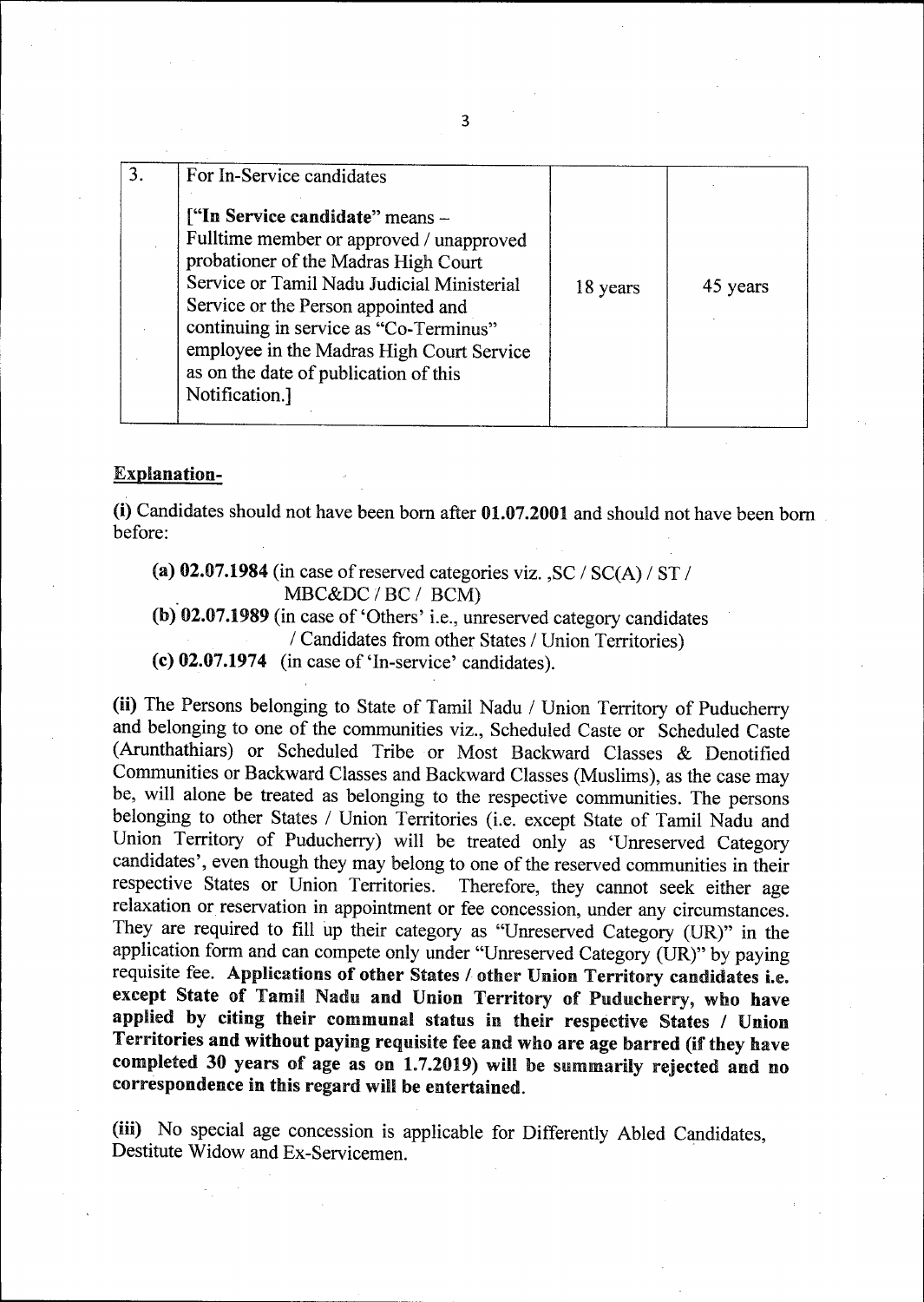| 3. | For In-Service candidates<br><br>**["In Service candidate"** means – Fulltime member or approved / unapproved probationer of the Madras High Court Service or Tamil Nadu Judicial Ministerial Service or the Person appointed and continuing in service as "Co-Terminus" employee in the Madras High Court Service as on the date of publication of this Notification.] | 18 years | 45 years |
|---|---|---|---|

**Explanation-**

**(i)** Candidates should not have been born after **01.07.2001** and should not have been born before:

**(a) 02.07.1984** (in case of reserved categories viz. ,SC / SC(A) / ST / MBC&DC / BC / BCM)

**(b) 02.07.1989** (in case of 'Others' i.e., unreserved category candidates / Candidates from other States / Union Territories)

**(c) 02.07.1974** (in case of 'In-service' candidates).

**(ii)** The Persons belonging to State of Tamil Nadu / Union Territory of Puducherry and belonging to one of the communities viz., Scheduled Caste or Scheduled Caste (Arunthathiars) or Scheduled Tribe or Most Backward Classes & Denotified Communities or Backward Classes and Backward Classes (Muslims), as the case may be, will alone be treated as belonging to the respective communities. The persons belonging to other States / Union Territories (i.e. except State of Tamil Nadu and Union Territory of Puducherry) will be treated only as 'Unreserved Category candidates', even though they may belong to one of the reserved communities in their respective States or Union Territories. Therefore, they cannot seek either age relaxation or reservation in appointment or fee concession, under any circumstances. They are required to fill up their category as "Unreserved Category (UR)" in the application form and can compete only under "Unreserved Category (UR)" by paying requisite fee. **Applications of other States / other Union Territory candidates i.e. except State of Tamil Nadu and Union Territory of Puducherry, who have applied by citing their communal status in their respective States / Union Territories and without paying requisite fee and who are age barred (if they have completed 30 years of age as on 1.7.2019) will be summarily rejected and no correspondence in this regard will be entertained.**

**(iii)** No special age concession is applicable for Differently Abled Candidates, Destitute Widow and Ex-Servicemen.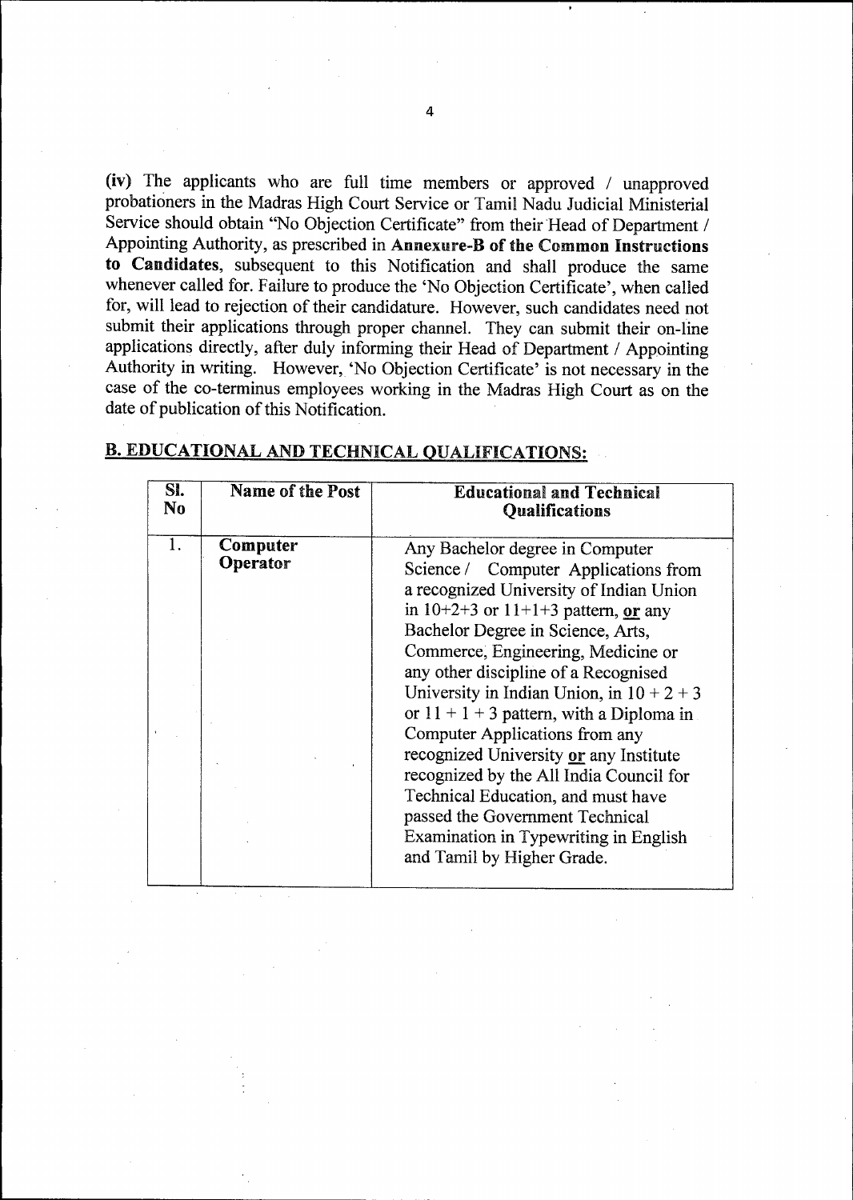**(iv)** The applicants who are full time members or approved / unapproved probationers in the Madras High Court Service or Tamil Nadu Judicial Ministerial Service should obtain "No Objection Certificate" from their Head of Department / Appointing Authority, as prescribed in **Annexure-B of the Common Instructions to Candidates**, subsequent to this Notification and shall produce the same whenever called for. Failure to produce the 'No Objection Certificate', when called for, will lead to rejection of their candidature. However, such candidates need not submit their applications through proper channel. They can submit their on-line applications directly, after duly informing their Head of Department / Appointing Authority in writing. However, 'No Objection Certificate' is not necessary in the case of the co-terminus employees working in the Madras High Court as on the date of publication of this Notification.

## B. EDUCATIONAL AND TECHNICAL QUALIFICATIONS:

| Sl. No | Name of the Post | Educational and Technical Qualifications |
|---|---|---|
| 1. | **Computer Operator** | Any Bachelor degree in Computer Science / Computer Applications from a recognized University of Indian Union in 10+2+3 or 11+1+3 pattern, **or** any Bachelor Degree in Science, Arts, Commerce, Engineering, Medicine or any other discipline of a Recognised University in Indian Union, in 10 + 2 + 3 or 11 + 1 + 3 pattern, with a Diploma in Computer Applications from any recognized University **or** any Institute recognized by the All India Council for Technical Education, and must have passed the Government Technical Examination in Typewriting in English and Tamil by Higher Grade. |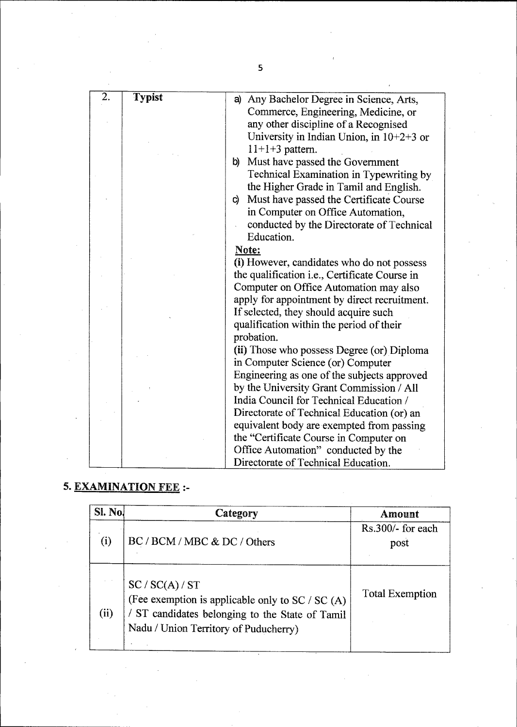| 2. | **Typist** | a) Any Bachelor Degree in Science, Arts, Commerce, Engineering, Medicine, or any other discipline of a Recognised University in Indian Union, in 10+2+3 or 11+1+3 pattern.<br>b) Must have passed the Government Technical Examination in Typewriting by the Higher Grade in Tamil and English.<br>c) Must have passed the Certificate Course in Computer on Office Automation, conducted by the Directorate of Technical Education.<br>**Note:**<br>**(i)** However, candidates who do not possess the qualification i.e., Certificate Course in Computer on Office Automation may also apply for appointment by direct recruitment. If selected, they should acquire such qualification within the period of their probation.<br>**(ii)** Those who possess Degree (or) Diploma in Computer Science (or) Computer Engineering as one of the subjects approved by the University Grant Commission / All India Council for Technical Education / Directorate of Technical Education (or) an equivalent body are exempted from passing the "Certificate Course in Computer on Office Automation" conducted by the Directorate of Technical Education. |
|---|---|---|

## 5. EXAMINATION FEE :-

| Sl. No. | Category | Amount |
|---|---|---|
| (i) | BC / BCM / MBC & DC / Others | Rs.300/- for each post |
| (ii) | SC / SC(A) / ST<br>(Fee exemption is applicable only to SC / SC (A) / ST candidates belonging to the State of Tamil Nadu / Union Territory of Puducherry) | Total Exemption |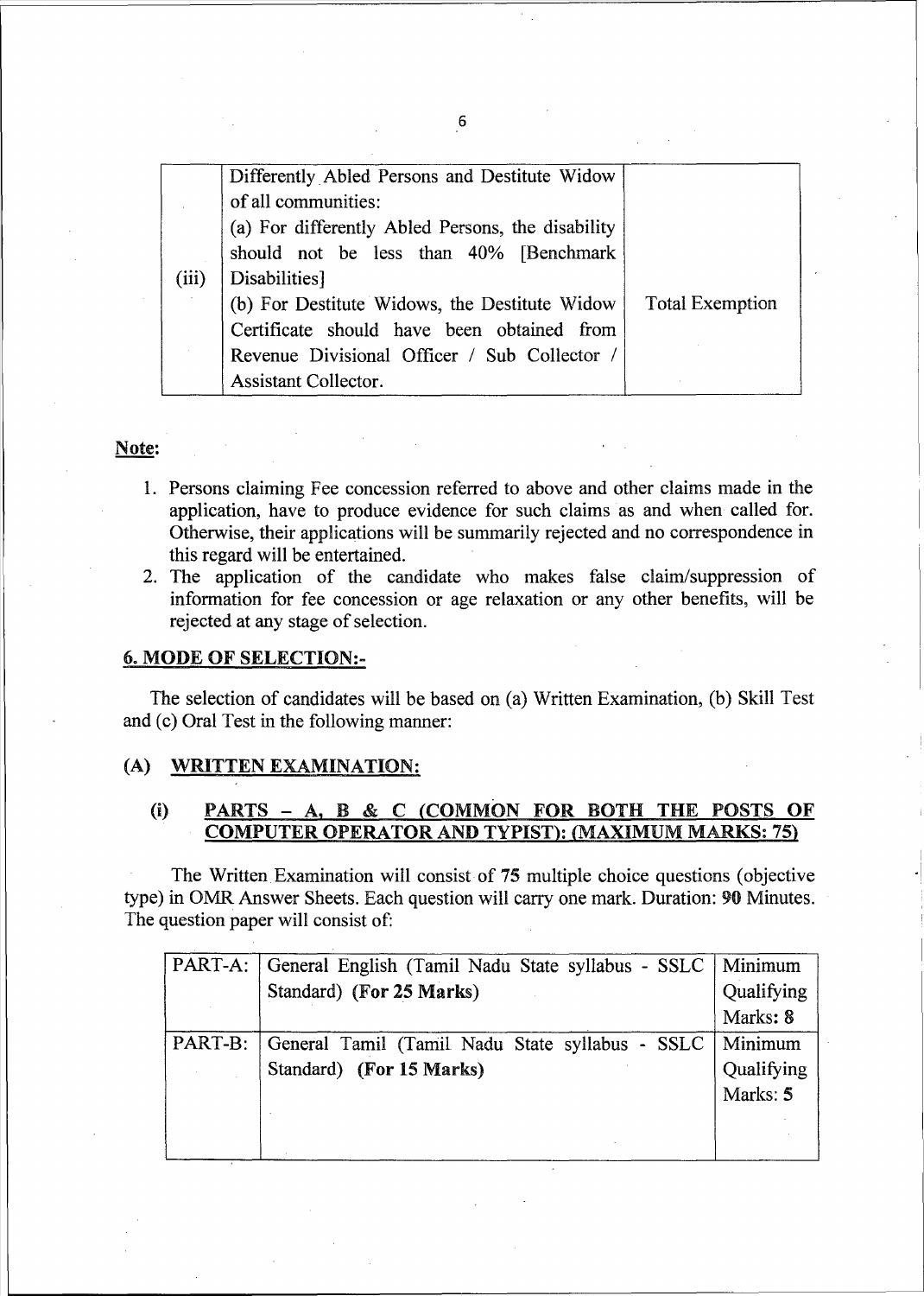| | | |
|---|---|---|
| (iii) | Differently Abled Persons and Destitute Widow of all communities:<br>(a) For differently Abled Persons, the disability should not be less than 40% [Benchmark Disabilities]<br>(b) For Destitute Widows, the Destitute Widow Certificate should have been obtained from Revenue Divisional Officer / Sub Collector / Assistant Collector. | Total Exemption |

**Note:**

1. Persons claiming Fee concession referred to above and other claims made in the application, have to produce evidence for such claims as and when called for. Otherwise, their applications will be summarily rejected and no correspondence in this regard will be entertained.
2. The application of the candidate who makes false claim/suppression of information for fee concession or age relaxation or any other benefits, will be rejected at any stage of selection.

## 6. MODE OF SELECTION:-

The selection of candidates will be based on (a) Written Examination, (b) Skill Test and (c) Oral Test in the following manner:

### (A) WRITTEN EXAMINATION:

#### (i) PARTS – A, B & C (COMMON FOR BOTH THE POSTS OF COMPUTER OPERATOR AND TYPIST): (MAXIMUM MARKS: 75)

The Written Examination will consist of **75** multiple choice questions (objective type) in OMR Answer Sheets. Each question will carry one mark. Duration: **90** Minutes. The question paper will consist of:

| | | |
|---|---|---|
| PART-A: | General English (Tamil Nadu State syllabus - SSLC Standard) **(For 25 Marks)** | Minimum Qualifying Marks: **8** |
| PART-B: | General Tamil (Tamil Nadu State syllabus - SSLC Standard) **(For 15 Marks)** | Minimum Qualifying Marks: **5** |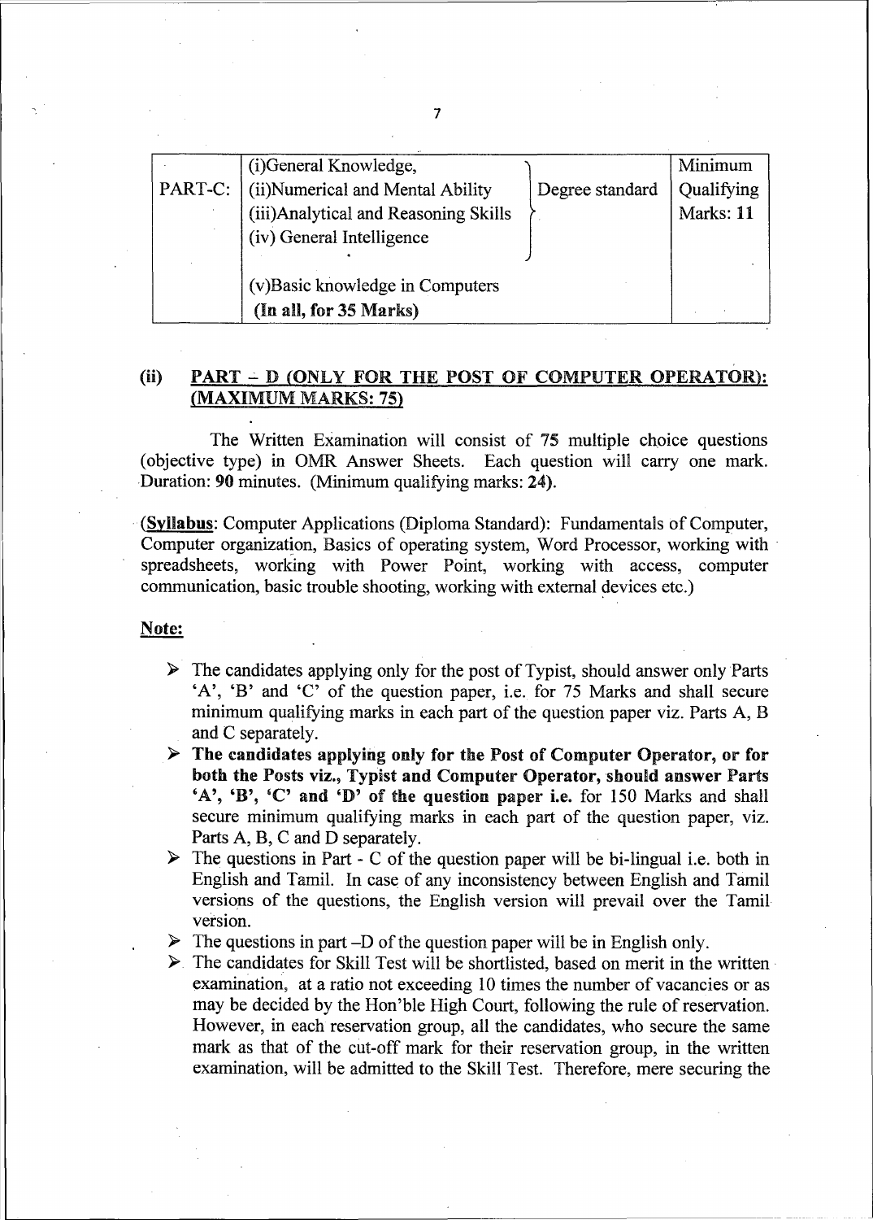| | | | |
|---|---|---|---|
| PART-C: | (i)General Knowledge,<br>(ii)Numerical and Mental Ability<br>(iii)Analytical and Reasoning Skills<br>(iv) General Intelligence | Degree standard | Minimum Qualifying Marks: **11** |
| | (v)Basic knowledge in Computers<br>**(In all, for 35 Marks)** | | |

## (ii) PART – D (ONLY FOR THE POST OF COMPUTER OPERATOR): (MAXIMUM MARKS: 75)

The Written Examination will consist of **75** multiple choice questions (objective type) in OMR Answer Sheets. Each question will carry one mark. Duration: **90** minutes. (Minimum qualifying marks: **24**).

(**Syllabus**: Computer Applications (Diploma Standard): Fundamentals of Computer, Computer organization, Basics of operating system, Word Processor, working with spreadsheets, working with Power Point, working with access, computer communication, basic trouble shooting, working with external devices etc.)

**Note:**

- The candidates applying only for the post of Typist, should answer only Parts 'A', 'B' and 'C' of the question paper, i.e. for 75 Marks and shall secure minimum qualifying marks in each part of the question paper viz. Parts A, B and C separately.
- **The candidates applying only for the Post of Computer Operator, or for both the Posts viz., Typist and Computer Operator, should answer Parts 'A', 'B', 'C' and 'D' of the question paper i.e.** for 150 Marks and shall secure minimum qualifying marks in each part of the question paper, viz. Parts A, B, C and D separately.
- The questions in Part - C of the question paper will be bi-lingual i.e. both in English and Tamil. In case of any inconsistency between English and Tamil versions of the questions, the English version will prevail over the Tamil version.
- The questions in part –D of the question paper will be in English only.
- The candidates for Skill Test will be shortlisted, based on merit in the written examination, at a ratio not exceeding 10 times the number of vacancies or as may be decided by the Hon'ble High Court, following the rule of reservation. However, in each reservation group, all the candidates, who secure the same mark as that of the cut-off mark for their reservation group, in the written examination, will be admitted to the Skill Test. Therefore, mere securing the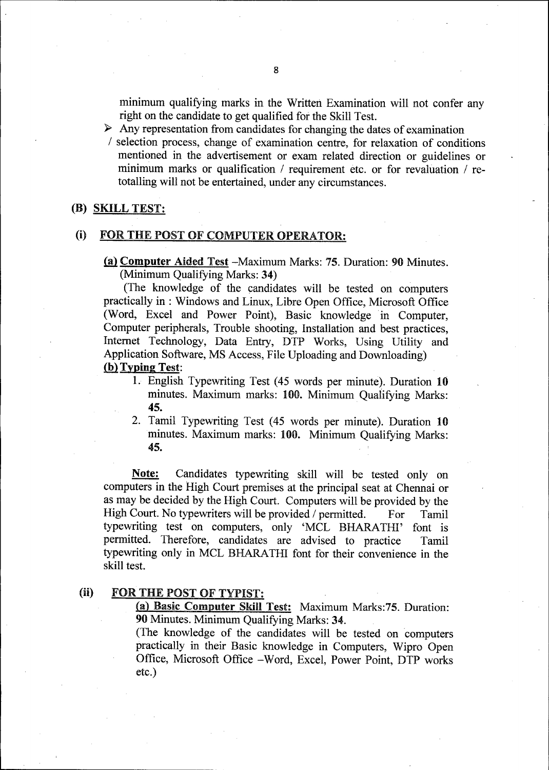minimum qualifying marks in the Written Examination will not confer any right on the candidate to get qualified for the Skill Test.

- Any representation from candidates for changing the dates of examination / selection process, change of examination centre, for relaxation of conditions mentioned in the advertisement or exam related direction or guidelines or minimum marks or qualification / requirement etc. or for revaluation / re-totalling will not be entertained, under any circumstances.

### (B) SKILL TEST:

#### (i) FOR THE POST OF COMPUTER OPERATOR:

**(a) Computer Aided Test** –Maximum Marks: **75**. Duration: **90** Minutes. (Minimum Qualifying Marks: **34**)

(The knowledge of the candidates will be tested on computers practically in : Windows and Linux, Libre Open Office, Microsoft Office (Word, Excel and Power Point), Basic knowledge in Computer, Computer peripherals, Trouble shooting, Installation and best practices, Internet Technology, Data Entry, DTP Works, Using Utility and Application Software, MS Access, File Uploading and Downloading)

**(b) Typing Test**:

1. English Typewriting Test (45 words per minute). Duration **10** minutes. Maximum marks: **100.** Minimum Qualifying Marks: **45.**
2. Tamil Typewriting Test (45 words per minute). Duration **10** minutes. Maximum marks: **100.** Minimum Qualifying Marks: **45.**

**Note:** Candidates typewriting skill will be tested only on computers in the High Court premises at the principal seat at Chennai or as may be decided by the High Court. Computers will be provided by the High Court. No typewriters will be provided / permitted. For Tamil typewriting test on computers, only 'MCL BHARATHI' font is permitted. Therefore, candidates are advised to practice Tamil typewriting only in MCL BHARATHI font for their convenience in the skill test.

#### (ii) FOR THE POST OF TYPIST:

**(a) Basic Computer Skill Test:** Maximum Marks:75. Duration: **90** Minutes. Minimum Qualifying Marks: **34**.

(The knowledge of the candidates will be tested on computers practically in their Basic knowledge in Computers, Wipro Open Office, Microsoft Office –Word, Excel, Power Point, DTP works etc.)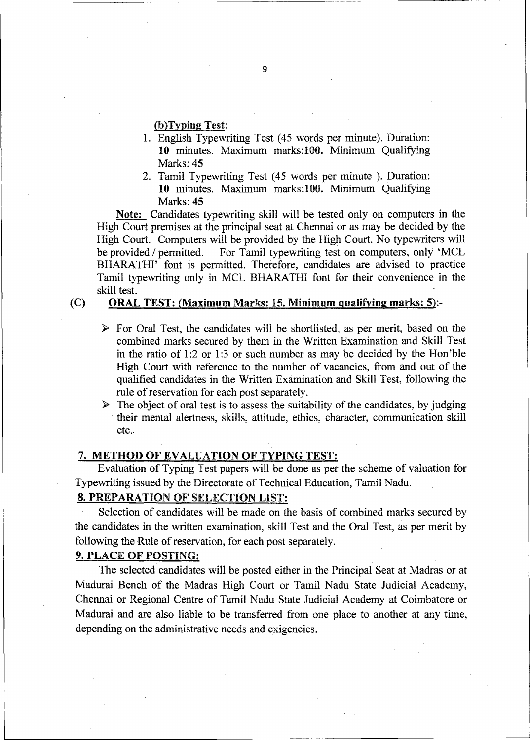**(b)Typing Test**:

1. English Typewriting Test (45 words per minute). Duration: **10** minutes. Maximum marks:**100.** Minimum Qualifying Marks: **45**
2. Tamil Typewriting Test (45 words per minute ). Duration: **10** minutes. Maximum marks:**100.** Minimum Qualifying Marks: **45**

**Note:** Candidates typewriting skill will be tested only on computers in the High Court premises at the principal seat at Chennai or as may be decided by the High Court. Computers will be provided by the High Court. No typewriters will be provided / permitted. For Tamil typewriting test on computers, only 'MCL BHARATHI' font is permitted. Therefore, candidates are advised to practice Tamil typewriting only in MCL BHARATHI font for their convenience in the skill test.

**(C) ORAL TEST: (Maximum Marks: 15. Minimum qualifying marks: 5)**:-

- For Oral Test, the candidates will be shortlisted, as per merit, based on the combined marks secured by them in the Written Examination and Skill Test in the ratio of 1:2 or 1:3 or such number as may be decided by the Hon'ble High Court with reference to the number of vacancies, from and out of the qualified candidates in the Written Examination and Skill Test, following the rule of reservation for each post separately.
- The object of oral test is to assess the suitability of the candidates, by judging their mental alertness, skills, attitude, ethics, character, communication skill etc.

## 7. METHOD OF EVALUATION OF TYPING TEST:

Evaluation of Typing Test papers will be done as per the scheme of valuation for Typewriting issued by the Directorate of Technical Education, Tamil Nadu.

## 8. PREPARATION OF SELECTION LIST:

Selection of candidates will be made on the basis of combined marks secured by the candidates in the written examination, skill Test and the Oral Test, as per merit by following the Rule of reservation, for each post separately.

## 9. PLACE OF POSTING:

The selected candidates will be posted either in the Principal Seat at Madras or at Madurai Bench of the Madras High Court or Tamil Nadu State Judicial Academy, Chennai or Regional Centre of Tamil Nadu State Judicial Academy at Coimbatore or Madurai and are also liable to be transferred from one place to another at any time, depending on the administrative needs and exigencies.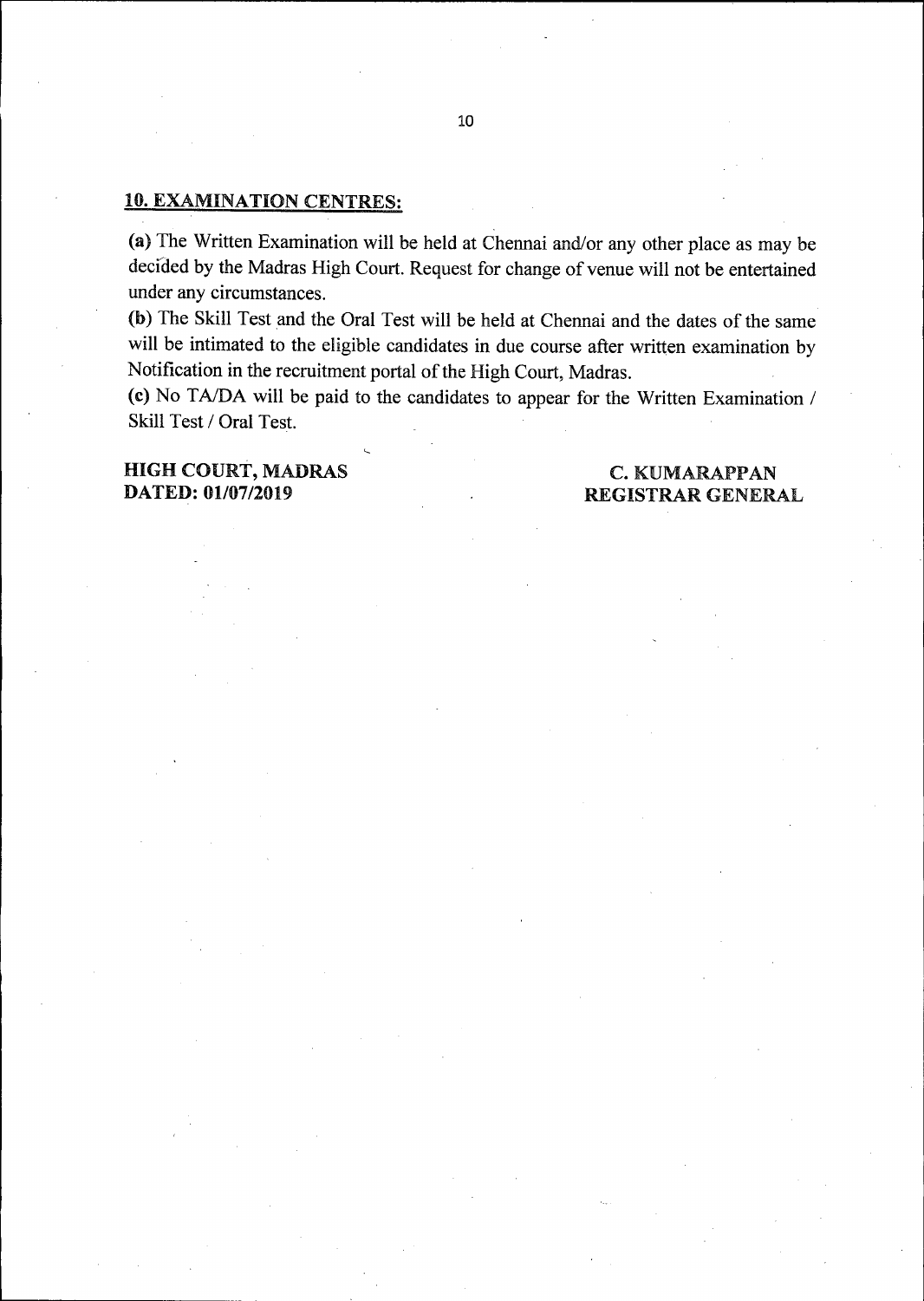## 10. EXAMINATION CENTRES:

**(a)** The Written Examination will be held at Chennai and/or any other place as may be decided by the Madras High Court. Request for change of venue will not be entertained under any circumstances.

**(b)** The Skill Test and the Oral Test will be held at Chennai and the dates of the same will be intimated to the eligible candidates in due course after written examination by Notification in the recruitment portal of the High Court, Madras.

**(c)** No TA/DA will be paid to the candidates to appear for the Written Examination / Skill Test / Oral Test.

**HIGH COURT, MADRAS**
**DATED: 01/07/2019**

**C. KUMARAPPAN**
**REGISTRAR GENERAL**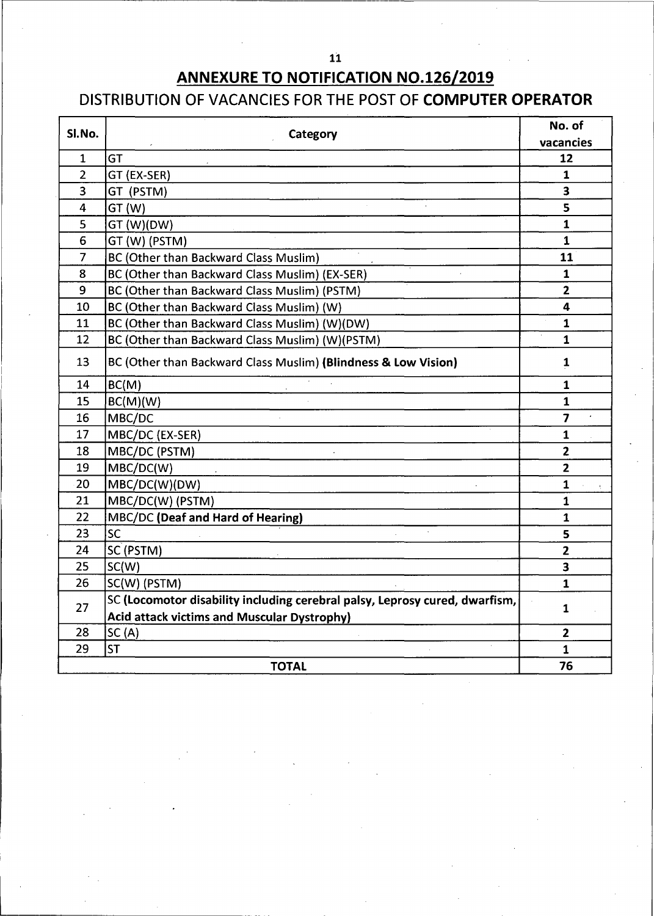## ANNEXURE TO NOTIFICATION NO.126/2019

### DISTRIBUTION OF VACANCIES FOR THE POST OF **COMPUTER OPERATOR**

| Sl.No. | Category | No. of vacancies |
|---|---|---|
| 1 | GT | **12** |
| 2 | GT (EX-SER) | **1** |
| 3 | GT (PSTM) | **3** |
| 4 | GT (W) | **5** |
| 5 | GT (W)(DW) | **1** |
| 6 | GT (W) (PSTM) | **1** |
| 7 | BC (Other than Backward Class Muslim) | **11** |
| 8 | BC (Other than Backward Class Muslim) (EX-SER) | **1** |
| 9 | BC (Other than Backward Class Muslim) (PSTM) | **2** |
| 10 | BC (Other than Backward Class Muslim) (W) | **4** |
| 11 | BC (Other than Backward Class Muslim) (W)(DW) | **1** |
| 12 | BC (Other than Backward Class Muslim) (W)(PSTM) | **1** |
| 13 | BC (Other than Backward Class Muslim) **(Blindness & Low Vision)** | **1** |
| 14 | BC(M) | **1** |
| 15 | BC(M)(W) | **1** |
| 16 | MBC/DC | **7** |
| 17 | MBC/DC (EX-SER) | **1** |
| 18 | MBC/DC (PSTM) | **2** |
| 19 | MBC/DC(W) | **2** |
| 20 | MBC/DC(W)(DW) | **1** |
| 21 | MBC/DC(W) (PSTM) | **1** |
| 22 | MBC/DC **(Deaf and Hard of Hearing)** | **1** |
| 23 | SC | **5** |
| 24 | SC (PSTM) | **2** |
| 25 | SC(W) | **3** |
| 26 | SC(W) (PSTM) | **1** |
| 27 | SC **(Locomotor disability including cerebral palsy, Leprosy cured, dwarfism, Acid attack victims and Muscular Dystrophy)** | **1** |
| 28 | SC (A) | **2** |
| 29 | ST | **1** |
| | **TOTAL** | **76** |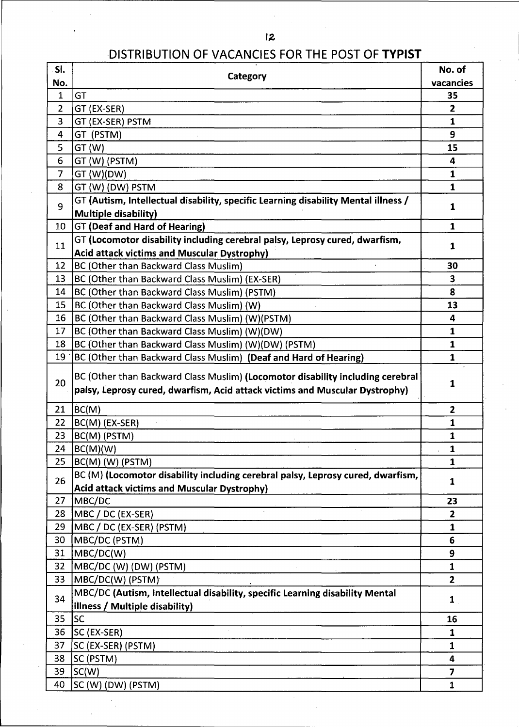# DISTRIBUTION OF VACANCIES FOR THE POST OF **TYPIST**

| Sl. No. | Category | No. of vacancies |
|---|---|---|
| 1 | GT | **35** |
| 2 | GT (EX-SER) | **2** |
| 3 | GT (EX-SER) PSTM | **1** |
| 4 | GT (PSTM) | **9** |
| 5 | GT (W) | **15** |
| 6 | GT (W) (PSTM) | **4** |
| 7 | GT (W)(DW) | **1** |
| 8 | GT (W) (DW) PSTM | **1** |
| 9 | GT **(Autism, Intellectual disability, specific Learning disability Mental illness / Multiple disability)** | **1** |
| 10 | GT **(Deaf and Hard of Hearing)** | **1** |
| 11 | GT **(Locomotor disability including cerebral palsy, Leprosy cured, dwarfism, Acid attack victims and Muscular Dystrophy)** | **1** |
| 12 | BC (Other than Backward Class Muslim) | **30** |
| 13 | BC (Other than Backward Class Muslim) (EX-SER) | **3** |
| 14 | BC (Other than Backward Class Muslim) (PSTM) | **8** |
| 15 | BC (Other than Backward Class Muslim) (W) | **13** |
| 16 | BC (Other than Backward Class Muslim) (W)(PSTM) | **4** |
| 17 | BC (Other than Backward Class Muslim) (W)(DW) | **1** |
| 18 | BC (Other than Backward Class Muslim) (W)(DW) (PSTM) | **1** |
| 19 | BC (Other than Backward Class Muslim) **(Deaf and Hard of Hearing)** | **1** |
| 20 | BC (Other than Backward Class Muslim) **(Locomotor disability including cerebral palsy, Leprosy cured, dwarfism, Acid attack victims and Muscular Dystrophy)** | **1** |
| 21 | BC(M) | **2** |
| 22 | BC(M) (EX-SER) | **1** |
| 23 | BC(M) (PSTM) | **1** |
| 24 | BC(M)(W) | **1** |
| 25 | BC(M) (W) (PSTM) | **1** |
| 26 | BC (M) **(Locomotor disability including cerebral palsy, Leprosy cured, dwarfism, Acid attack victims and Muscular Dystrophy)** | **1** |
| 27 | MBC/DC | **23** |
| 28 | MBC / DC (EX-SER) | **2** |
| 29 | MBC / DC (EX-SER) (PSTM) | **1** |
| 30 | MBC/DC (PSTM) | **6** |
| 31 | MBC/DC(W) | **9** |
| 32 | MBC/DC (W) (DW) (PSTM) | **1** |
| 33 | MBC/DC(W) (PSTM) | **2** |
| 34 | MBC/DC **(Autism, Intellectual disability, specific Learning disability Mental illness / Multiple disability)** | **1** |
| 35 | SC | **16** |
| 36 | SC (EX-SER) | **1** |
| 37 | SC (EX-SER) (PSTM) | **1** |
| 38 | SC (PSTM) | **4** |
| 39 | SC(W) | **7** |
| 40 | SC (W) (DW) (PSTM) | **1** |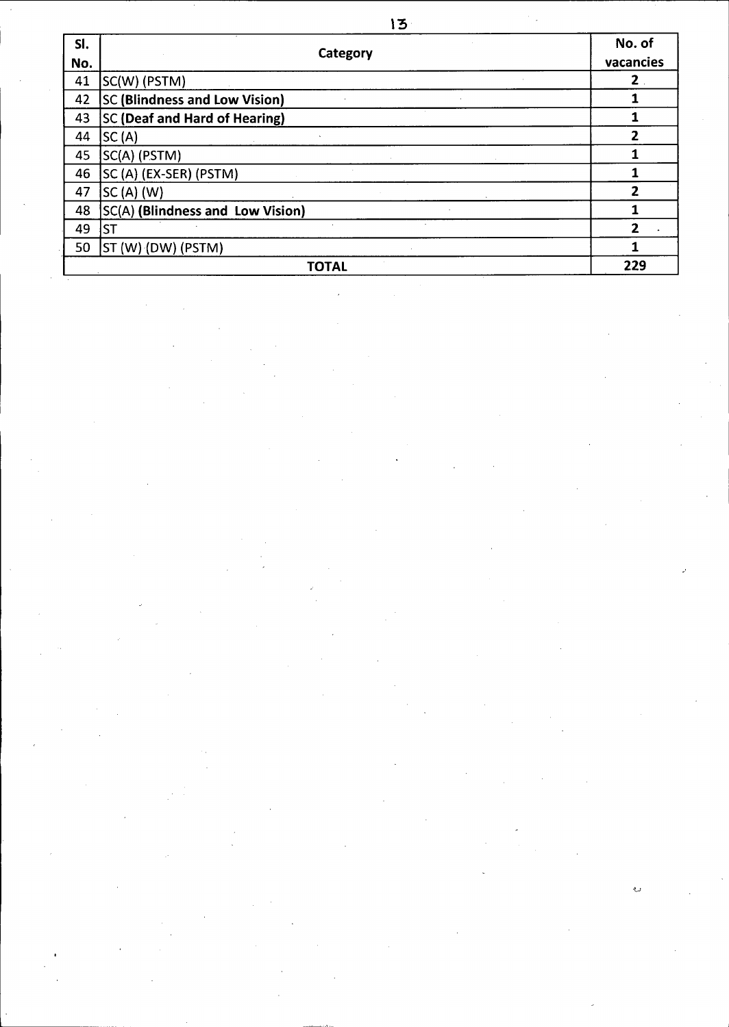| Sl. No. | Category | No. of vacancies |
|---|---|---|
| 41 | SC(W) (PSTM) | 2 |
| 42 | SC **(Blindness and Low Vision)** | 1 |
| 43 | SC **(Deaf and Hard of Hearing)** | 1 |
| 44 | SC (A) | 2 |
| 45 | SC(A) (PSTM) | 1 |
| 46 | SC (A) (EX-SER) (PSTM) | 1 |
| 47 | SC (A) (W) | 2 |
| 48 | SC(A) **(Blindness and Low Vision)** | 1 |
| 49 | ST | 2 |
| 50 | ST (W) (DW) (PSTM) | 1 |
| | **TOTAL** | **229** |